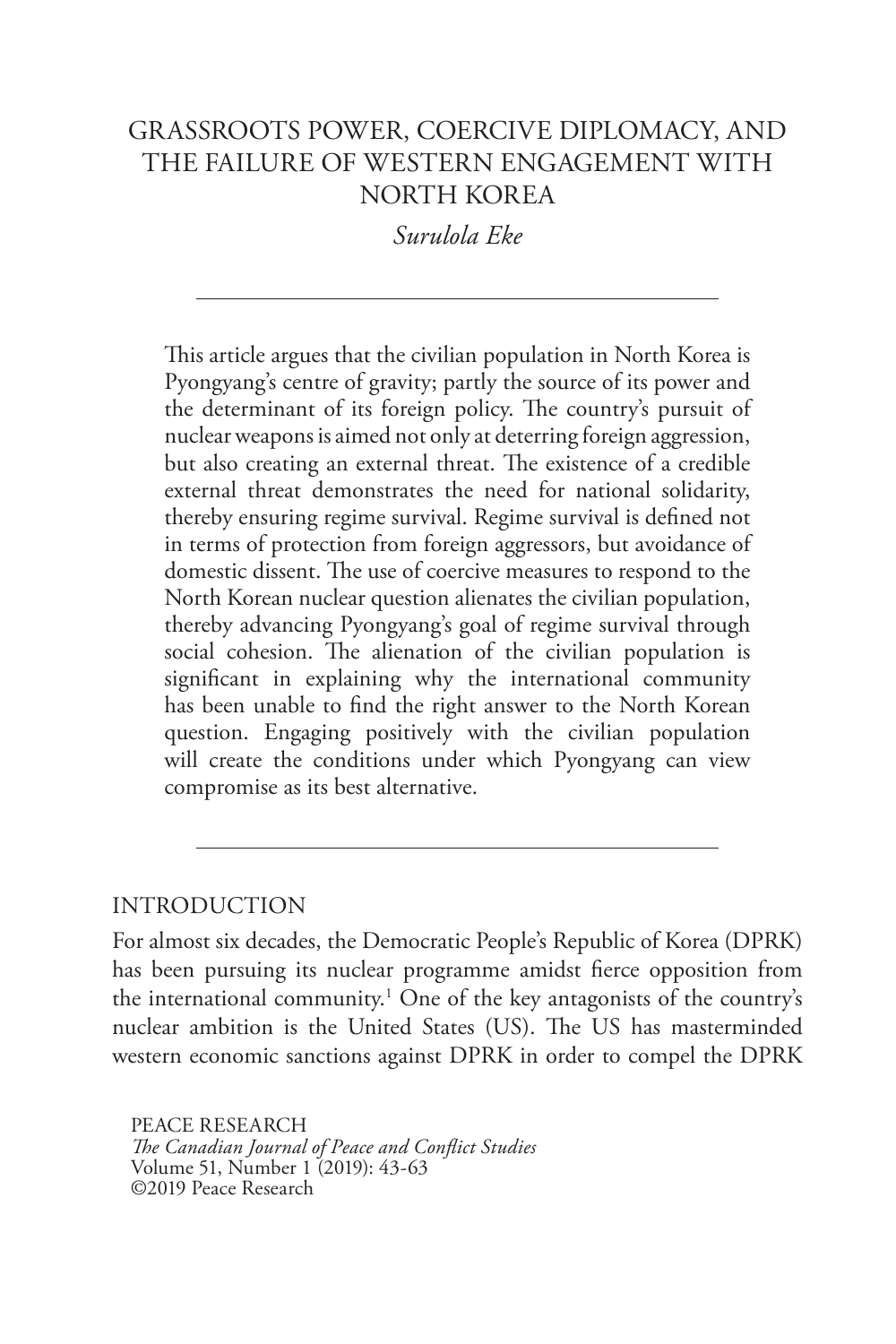# GRASSROOTS POWER, COERCIVE DIPLOMACY, AND THE FAILURE OF WESTERN ENGAGEMENT WITH NORTH KOREA

*Surulola Eke*

---

This article argues that the civilian population in North Korea is Pyongyang's centre of gravity; partly the source of its power and the determinant of its foreign policy. The country's pursuit of nuclear weapons is aimed not only at deterring foreign aggression, but also creating an external threat. The existence of a credible external threat demonstrates the need for national solidarity, thereby ensuring regime survival. Regime survival is defined not in terms of protection from foreign aggressors, but avoidance of domestic dissent. The use of coercive measures to respond to the North Korean nuclear question alienates the civilian population, thereby advancing Pyongyang's goal of regime survival through social cohesion. The alienation of the civilian population is significant in explaining why the international community has been unable to find the right answer to the North Korean question. Engaging positively with the civilian population will create the conditions under which Pyongyang can view compromise as its best alternative.

---

## INTRODUCTION

For almost six decades, the Democratic People's Republic of Korea (DPRK) has been pursuing its nuclear programme amidst fierce opposition from the international community.[1] One of the key antagonists of the country's nuclear ambition is the United States (US). The US has masterminded western economic sanctions against DPRK in order to compel the DPRK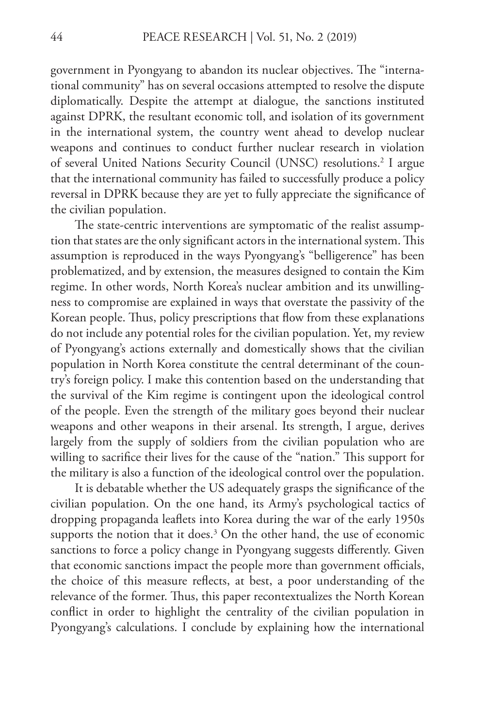government in Pyongyang to abandon its nuclear objectives. The "international community" has on several occasions attempted to resolve the dispute diplomatically. Despite the attempt at dialogue, the sanctions instituted against DPRK, the resultant economic toll, and isolation of its government in the international system, the country went ahead to develop nuclear weapons and continues to conduct further nuclear research in violation of several United Nations Security Council (UNSC) resolutions.[2] I argue that the international community has failed to successfully produce a policy reversal in DPRK because they are yet to fully appreciate the significance of the civilian population.

The state-centric interventions are symptomatic of the realist assumption that states are the only significant actors in the international system. This assumption is reproduced in the ways Pyongyang's "belligerence" has been problematized, and by extension, the measures designed to contain the Kim regime. In other words, North Korea's nuclear ambition and its unwillingness to compromise are explained in ways that overstate the passivity of the Korean people. Thus, policy prescriptions that flow from these explanations do not include any potential roles for the civilian population. Yet, my review of Pyongyang's actions externally and domestically shows that the civilian population in North Korea constitute the central determinant of the country's foreign policy. I make this contention based on the understanding that the survival of the Kim regime is contingent upon the ideological control of the people. Even the strength of the military goes beyond their nuclear weapons and other weapons in their arsenal. Its strength, I argue, derives largely from the supply of soldiers from the civilian population who are willing to sacrifice their lives for the cause of the "nation." This support for the military is also a function of the ideological control over the population.

It is debatable whether the US adequately grasps the significance of the civilian population. On the one hand, its Army's psychological tactics of dropping propaganda leaflets into Korea during the war of the early 1950s supports the notion that it does.[3] On the other hand, the use of economic sanctions to force a policy change in Pyongyang suggests differently. Given that economic sanctions impact the people more than government officials, the choice of this measure reflects, at best, a poor understanding of the relevance of the former. Thus, this paper recontextualizes the North Korean conflict in order to highlight the centrality of the civilian population in Pyongyang's calculations. I conclude by explaining how the international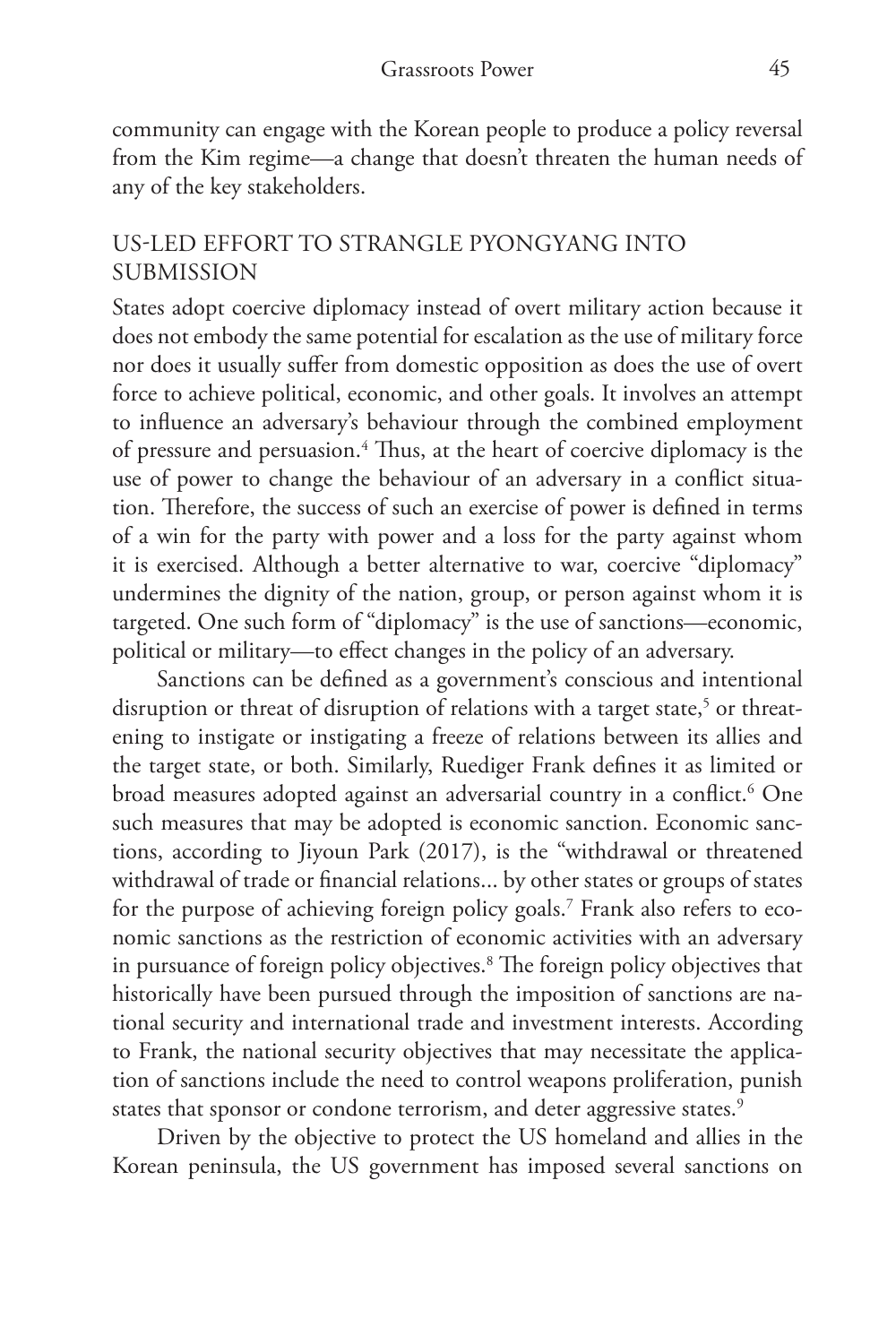community can engage with the Korean people to produce a policy reversal from the Kim regime—a change that doesn't threaten the human needs of any of the key stakeholders.

## US-LED EFFORT TO STRANGLE PYONGYANG INTO SUBMISSION

States adopt coercive diplomacy instead of overt military action because it does not embody the same potential for escalation as the use of military force nor does it usually suffer from domestic opposition as does the use of overt force to achieve political, economic, and other goals. It involves an attempt to influence an adversary's behaviour through the combined employment of pressure and persuasion.[4] Thus, at the heart of coercive diplomacy is the use of power to change the behaviour of an adversary in a conflict situation. Therefore, the success of such an exercise of power is defined in terms of a win for the party with power and a loss for the party against whom it is exercised. Although a better alternative to war, coercive "diplomacy" undermines the dignity of the nation, group, or person against whom it is targeted. One such form of "diplomacy" is the use of sanctions—economic, political or military—to effect changes in the policy of an adversary.

Sanctions can be defined as a government's conscious and intentional disruption or threat of disruption of relations with a target state,[5] or threatening to instigate or instigating a freeze of relations between its allies and the target state, or both. Similarly, Ruediger Frank defines it as limited or broad measures adopted against an adversarial country in a conflict.[6] One such measures that may be adopted is economic sanction. Economic sanctions, according to Jiyoun Park (2017), is the "withdrawal or threatened withdrawal of trade or financial relations... by other states or groups of states for the purpose of achieving foreign policy goals.[7] Frank also refers to economic sanctions as the restriction of economic activities with an adversary in pursuance of foreign policy objectives.[8] The foreign policy objectives that historically have been pursued through the imposition of sanctions are national security and international trade and investment interests. According to Frank, the national security objectives that may necessitate the application of sanctions include the need to control weapons proliferation, punish states that sponsor or condone terrorism, and deter aggressive states.[9]

Driven by the objective to protect the US homeland and allies in the Korean peninsula, the US government has imposed several sanctions on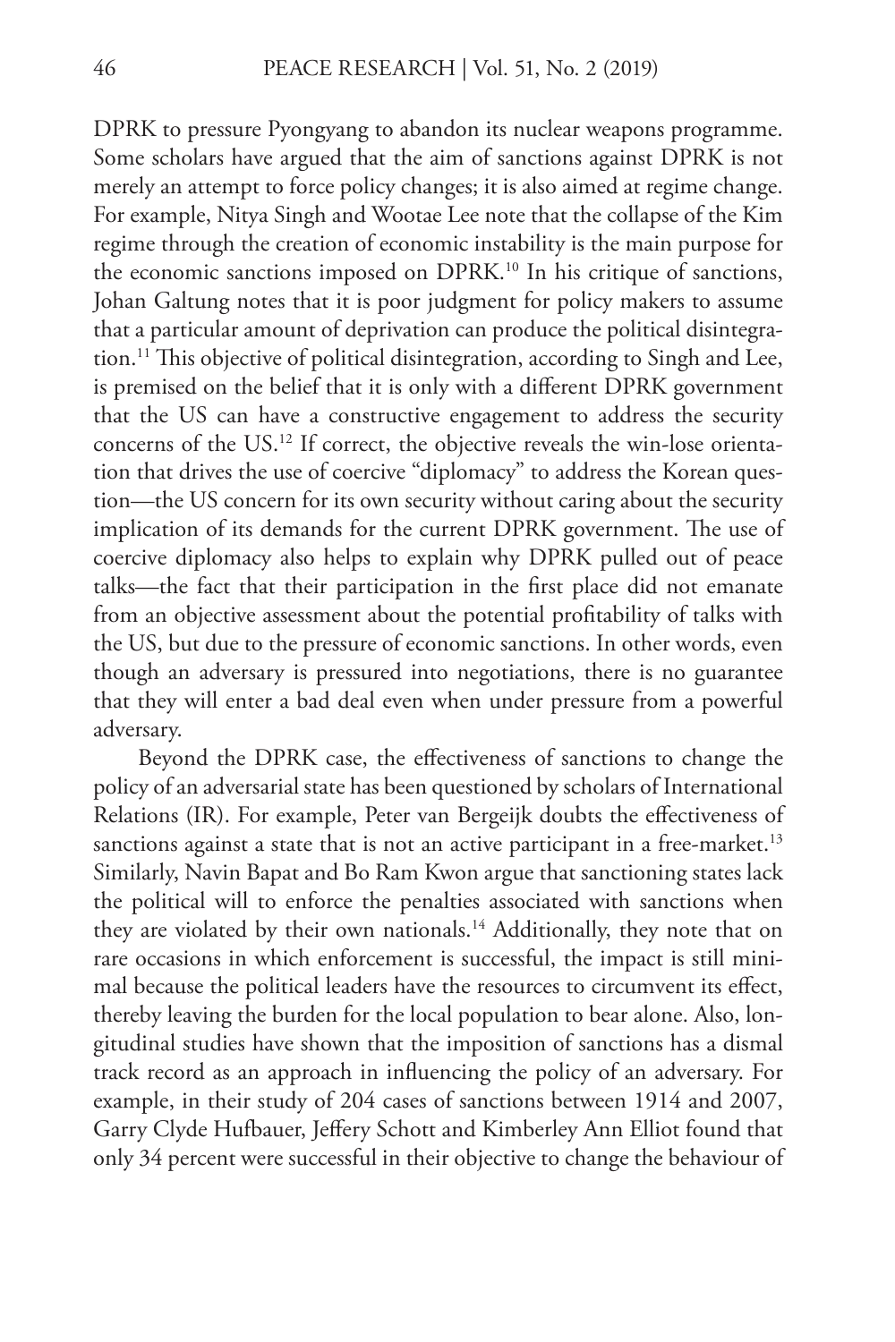DPRK to pressure Pyongyang to abandon its nuclear weapons programme. Some scholars have argued that the aim of sanctions against DPRK is not merely an attempt to force policy changes; it is also aimed at regime change. For example, Nitya Singh and Wootae Lee note that the collapse of the Kim regime through the creation of economic instability is the main purpose for the economic sanctions imposed on DPRK.[10] In his critique of sanctions, Johan Galtung notes that it is poor judgment for policy makers to assume that a particular amount of deprivation can produce the political disintegration.[11] This objective of political disintegration, according to Singh and Lee, is premised on the belief that it is only with a different DPRK government that the US can have a constructive engagement to address the security concerns of the US.[12] If correct, the objective reveals the win-lose orientation that drives the use of coercive "diplomacy" to address the Korean question—the US concern for its own security without caring about the security implication of its demands for the current DPRK government. The use of coercive diplomacy also helps to explain why DPRK pulled out of peace talks—the fact that their participation in the first place did not emanate from an objective assessment about the potential profitability of talks with the US, but due to the pressure of economic sanctions. In other words, even though an adversary is pressured into negotiations, there is no guarantee that they will enter a bad deal even when under pressure from a powerful adversary.

Beyond the DPRK case, the effectiveness of sanctions to change the policy of an adversarial state has been questioned by scholars of International Relations (IR). For example, Peter van Bergeijk doubts the effectiveness of sanctions against a state that is not an active participant in a free-market.[13] Similarly, Navin Bapat and Bo Ram Kwon argue that sanctioning states lack the political will to enforce the penalties associated with sanctions when they are violated by their own nationals.[14] Additionally, they note that on rare occasions in which enforcement is successful, the impact is still minimal because the political leaders have the resources to circumvent its effect, thereby leaving the burden for the local population to bear alone. Also, longitudinal studies have shown that the imposition of sanctions has a dismal track record as an approach in influencing the policy of an adversary. For example, in their study of 204 cases of sanctions between 1914 and 2007, Garry Clyde Hufbauer, Jeffery Schott and Kimberley Ann Elliot found that only 34 percent were successful in their objective to change the behaviour of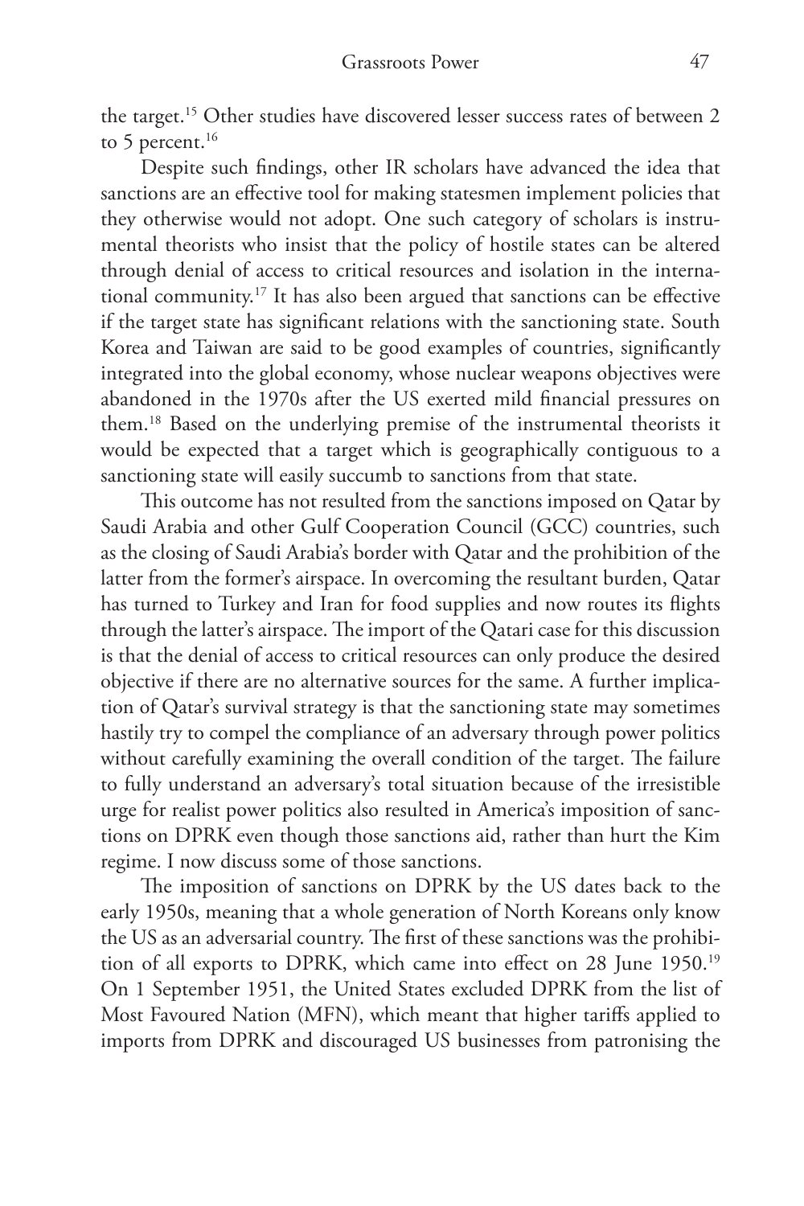the target.[15] Other studies have discovered lesser success rates of between 2 to 5 percent.[16]

Despite such findings, other IR scholars have advanced the idea that sanctions are an effective tool for making statesmen implement policies that they otherwise would not adopt. One such category of scholars is instrumental theorists who insist that the policy of hostile states can be altered through denial of access to critical resources and isolation in the international community.[17] It has also been argued that sanctions can be effective if the target state has significant relations with the sanctioning state. South Korea and Taiwan are said to be good examples of countries, significantly integrated into the global economy, whose nuclear weapons objectives were abandoned in the 1970s after the US exerted mild financial pressures on them.[18] Based on the underlying premise of the instrumental theorists it would be expected that a target which is geographically contiguous to a sanctioning state will easily succumb to sanctions from that state.

This outcome has not resulted from the sanctions imposed on Qatar by Saudi Arabia and other Gulf Cooperation Council (GCC) countries, such as the closing of Saudi Arabia's border with Qatar and the prohibition of the latter from the former's airspace. In overcoming the resultant burden, Qatar has turned to Turkey and Iran for food supplies and now routes its flights through the latter's airspace. The import of the Qatari case for this discussion is that the denial of access to critical resources can only produce the desired objective if there are no alternative sources for the same. A further implication of Qatar's survival strategy is that the sanctioning state may sometimes hastily try to compel the compliance of an adversary through power politics without carefully examining the overall condition of the target. The failure to fully understand an adversary's total situation because of the irresistible urge for realist power politics also resulted in America's imposition of sanctions on DPRK even though those sanctions aid, rather than hurt the Kim regime. I now discuss some of those sanctions.

The imposition of sanctions on DPRK by the US dates back to the early 1950s, meaning that a whole generation of North Koreans only know the US as an adversarial country. The first of these sanctions was the prohibition of all exports to DPRK, which came into effect on 28 June 1950.[19] On 1 September 1951, the United States excluded DPRK from the list of Most Favoured Nation (MFN), which meant that higher tariffs applied to imports from DPRK and discouraged US businesses from patronising the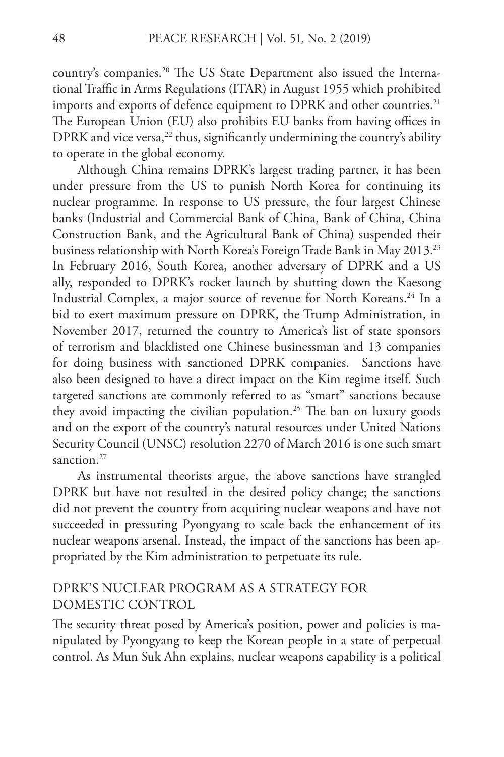country's companies.[20] The US State Department also issued the International Traffic in Arms Regulations (ITAR) in August 1955 which prohibited imports and exports of defence equipment to DPRK and other countries.[21] The European Union (EU) also prohibits EU banks from having offices in DPRK and vice versa,[22] thus, significantly undermining the country's ability to operate in the global economy.

Although China remains DPRK's largest trading partner, it has been under pressure from the US to punish North Korea for continuing its nuclear programme. In response to US pressure, the four largest Chinese banks (Industrial and Commercial Bank of China, Bank of China, China Construction Bank, and the Agricultural Bank of China) suspended their business relationship with North Korea's Foreign Trade Bank in May 2013.[23] In February 2016, South Korea, another adversary of DPRK and a US ally, responded to DPRK's rocket launch by shutting down the Kaesong Industrial Complex, a major source of revenue for North Koreans.[24] In a bid to exert maximum pressure on DPRK, the Trump Administration, in November 2017, returned the country to America's list of state sponsors of terrorism and blacklisted one Chinese businessman and 13 companies for doing business with sanctioned DPRK companies. Sanctions have also been designed to have a direct impact on the Kim regime itself. Such targeted sanctions are commonly referred to as "smart" sanctions because they avoid impacting the civilian population.[25] The ban on luxury goods and on the export of the country's natural resources under United Nations Security Council (UNSC) resolution 2270 of March 2016 is one such smart sanction.[27]

As instrumental theorists argue, the above sanctions have strangled DPRK but have not resulted in the desired policy change; the sanctions did not prevent the country from acquiring nuclear weapons and have not succeeded in pressuring Pyongyang to scale back the enhancement of its nuclear weapons arsenal. Instead, the impact of the sanctions has been appropriated by the Kim administration to perpetuate its rule.

## DPRK'S NUCLEAR PROGRAM AS A STRATEGY FOR DOMESTIC CONTROL

The security threat posed by America's position, power and policies is manipulated by Pyongyang to keep the Korean people in a state of perpetual control. As Mun Suk Ahn explains, nuclear weapons capability is a political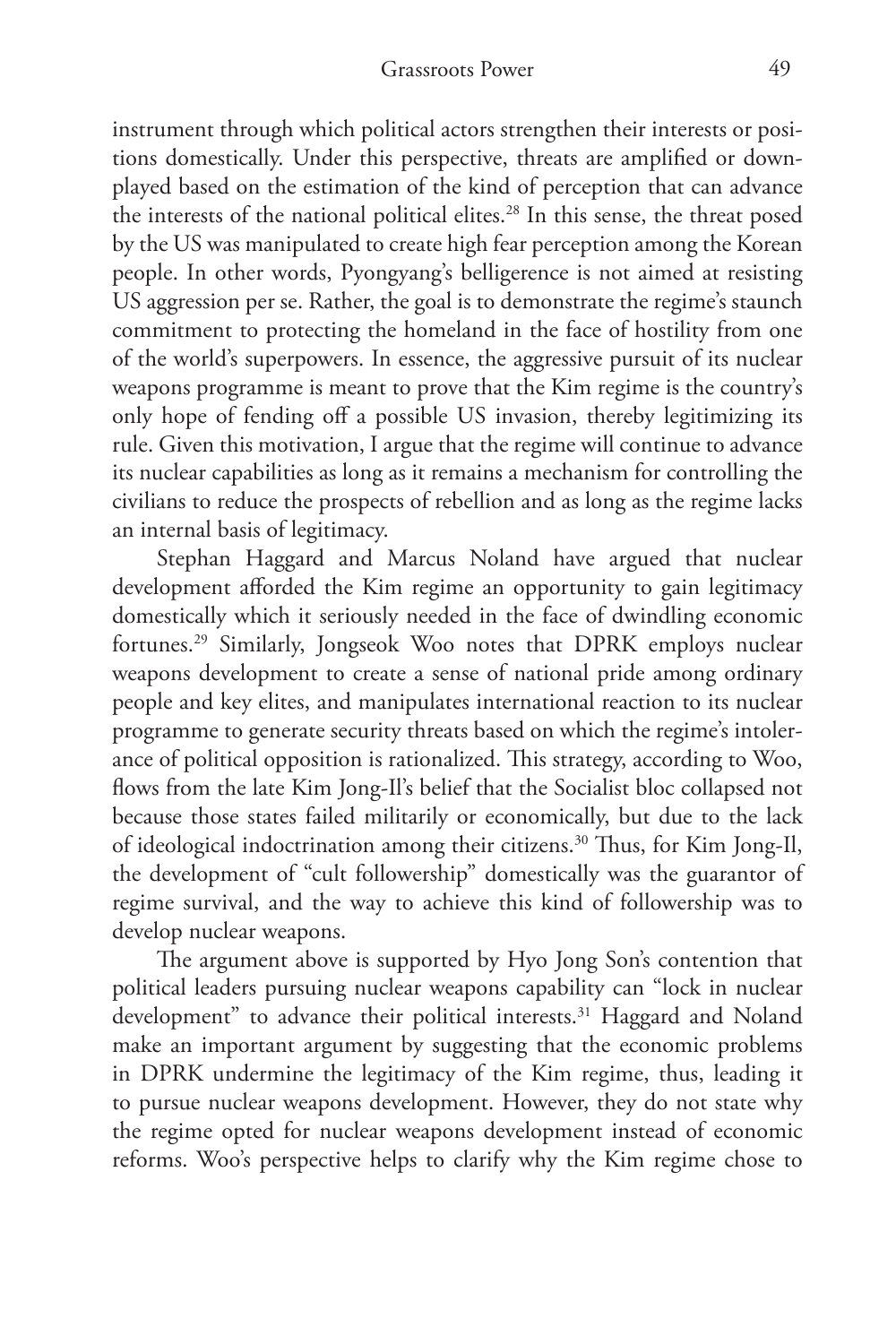instrument through which political actors strengthen their interests or positions domestically. Under this perspective, threats are amplified or downplayed based on the estimation of the kind of perception that can advance the interests of the national political elites.[28] In this sense, the threat posed by the US was manipulated to create high fear perception among the Korean people. In other words, Pyongyang's belligerence is not aimed at resisting US aggression per se. Rather, the goal is to demonstrate the regime's staunch commitment to protecting the homeland in the face of hostility from one of the world's superpowers. In essence, the aggressive pursuit of its nuclear weapons programme is meant to prove that the Kim regime is the country's only hope of fending off a possible US invasion, thereby legitimizing its rule. Given this motivation, I argue that the regime will continue to advance its nuclear capabilities as long as it remains a mechanism for controlling the civilians to reduce the prospects of rebellion and as long as the regime lacks an internal basis of legitimacy.

Stephan Haggard and Marcus Noland have argued that nuclear development afforded the Kim regime an opportunity to gain legitimacy domestically which it seriously needed in the face of dwindling economic fortunes.[29] Similarly, Jongseok Woo notes that DPRK employs nuclear weapons development to create a sense of national pride among ordinary people and key elites, and manipulates international reaction to its nuclear programme to generate security threats based on which the regime's intolerance of political opposition is rationalized. This strategy, according to Woo, flows from the late Kim Jong-Il's belief that the Socialist bloc collapsed not because those states failed militarily or economically, but due to the lack of ideological indoctrination among their citizens.[30] Thus, for Kim Jong-Il, the development of "cult followership" domestically was the guarantor of regime survival, and the way to achieve this kind of followership was to develop nuclear weapons.

The argument above is supported by Hyo Jong Son's contention that political leaders pursuing nuclear weapons capability can "lock in nuclear development" to advance their political interests.[31] Haggard and Noland make an important argument by suggesting that the economic problems in DPRK undermine the legitimacy of the Kim regime, thus, leading it to pursue nuclear weapons development. However, they do not state why the regime opted for nuclear weapons development instead of economic reforms. Woo's perspective helps to clarify why the Kim regime chose to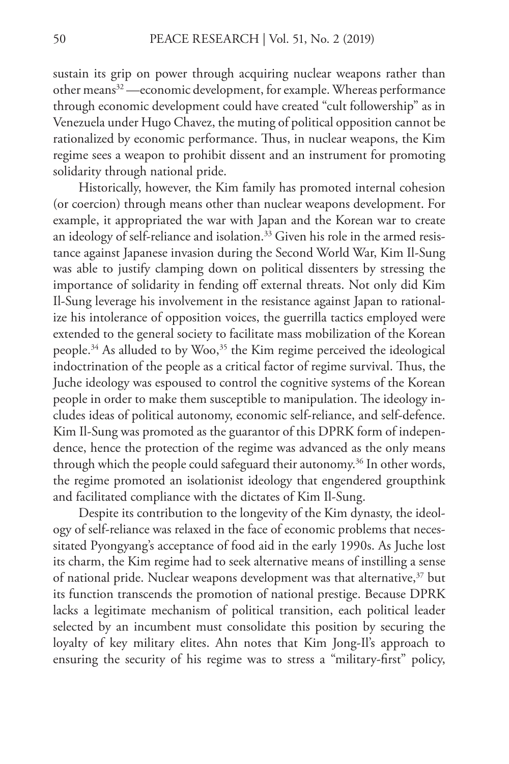sustain its grip on power through acquiring nuclear weapons rather than other means[32] —economic development, for example. Whereas performance through economic development could have created "cult followership" as in Venezuela under Hugo Chavez, the muting of political opposition cannot be rationalized by economic performance. Thus, in nuclear weapons, the Kim regime sees a weapon to prohibit dissent and an instrument for promoting solidarity through national pride.

Historically, however, the Kim family has promoted internal cohesion (or coercion) through means other than nuclear weapons development. For example, it appropriated the war with Japan and the Korean war to create an ideology of self-reliance and isolation.[33] Given his role in the armed resistance against Japanese invasion during the Second World War, Kim Il-Sung was able to justify clamping down on political dissenters by stressing the importance of solidarity in fending off external threats. Not only did Kim Il-Sung leverage his involvement in the resistance against Japan to rationalize his intolerance of opposition voices, the guerrilla tactics employed were extended to the general society to facilitate mass mobilization of the Korean people.[34] As alluded to by Woo,[35] the Kim regime perceived the ideological indoctrination of the people as a critical factor of regime survival. Thus, the Juche ideology was espoused to control the cognitive systems of the Korean people in order to make them susceptible to manipulation. The ideology includes ideas of political autonomy, economic self-reliance, and self-defence. Kim Il-Sung was promoted as the guarantor of this DPRK form of independence, hence the protection of the regime was advanced as the only means through which the people could safeguard their autonomy.[36] In other words, the regime promoted an isolationist ideology that engendered groupthink and facilitated compliance with the dictates of Kim Il-Sung.

Despite its contribution to the longevity of the Kim dynasty, the ideology of self-reliance was relaxed in the face of economic problems that necessitated Pyongyang's acceptance of food aid in the early 1990s. As Juche lost its charm, the Kim regime had to seek alternative means of instilling a sense of national pride. Nuclear weapons development was that alternative,[37] but its function transcends the promotion of national prestige. Because DPRK lacks a legitimate mechanism of political transition, each political leader selected by an incumbent must consolidate this position by securing the loyalty of key military elites. Ahn notes that Kim Jong-Il's approach to ensuring the security of his regime was to stress a "military-first" policy,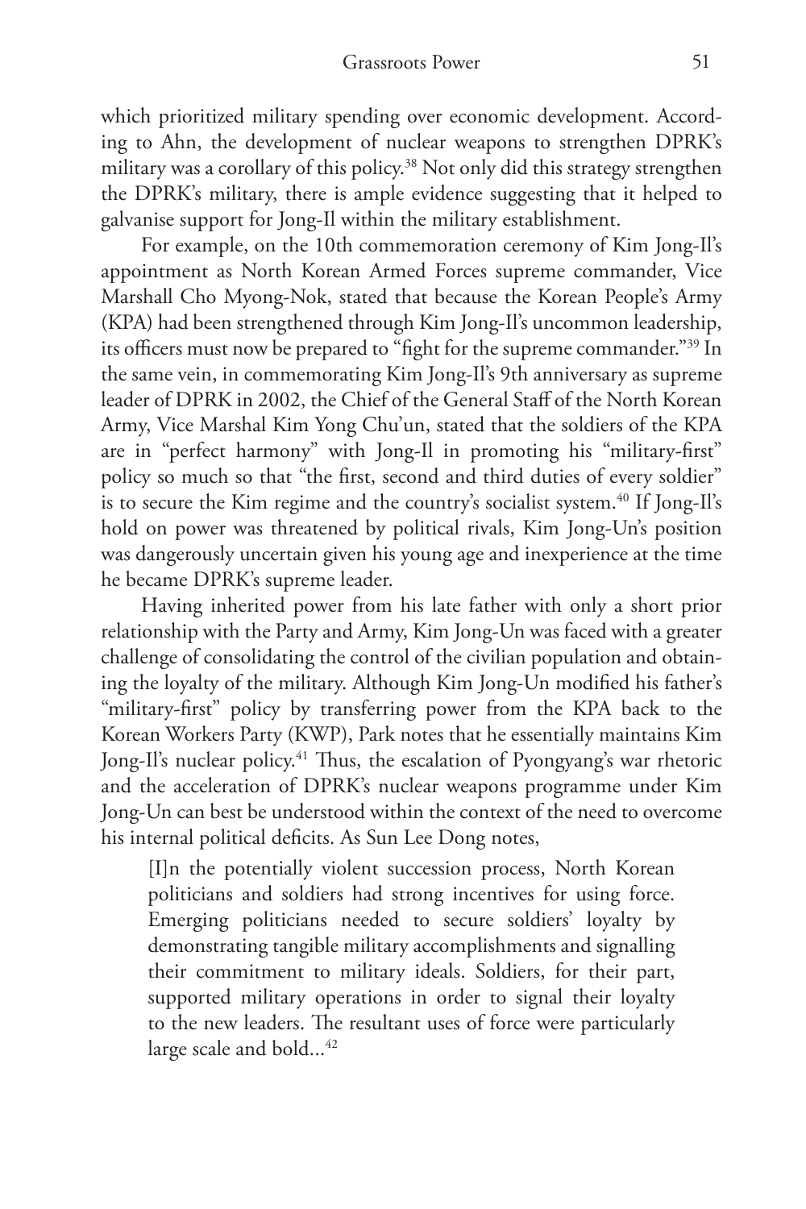which prioritized military spending over economic development. According to Ahn, the development of nuclear weapons to strengthen DPRK's military was a corollary of this policy.[38] Not only did this strategy strengthen the DPRK's military, there is ample evidence suggesting that it helped to galvanise support for Jong-Il within the military establishment.

For example, on the 10th commemoration ceremony of Kim Jong-Il's appointment as North Korean Armed Forces supreme commander, Vice Marshall Cho Myong-Nok, stated that because the Korean People's Army (KPA) had been strengthened through Kim Jong-Il's uncommon leadership, its officers must now be prepared to "fight for the supreme commander."[39] In the same vein, in commemorating Kim Jong-Il's 9th anniversary as supreme leader of DPRK in 2002, the Chief of the General Staff of the North Korean Army, Vice Marshal Kim Yong Chu'un, stated that the soldiers of the KPA are in "perfect harmony" with Jong-Il in promoting his "military-first" policy so much so that "the first, second and third duties of every soldier" is to secure the Kim regime and the country's socialist system.[40] If Jong-Il's hold on power was threatened by political rivals, Kim Jong-Un's position was dangerously uncertain given his young age and inexperience at the time he became DPRK's supreme leader.

Having inherited power from his late father with only a short prior relationship with the Party and Army, Kim Jong-Un was faced with a greater challenge of consolidating the control of the civilian population and obtaining the loyalty of the military. Although Kim Jong-Un modified his father's "military-first" policy by transferring power from the KPA back to the Korean Workers Party (KWP), Park notes that he essentially maintains Kim Jong-Il's nuclear policy.[41] Thus, the escalation of Pyongyang's war rhetoric and the acceleration of DPRK's nuclear weapons programme under Kim Jong-Un can best be understood within the context of the need to overcome his internal political deficits. As Sun Lee Dong notes,

> [I]n the potentially violent succession process, North Korean politicians and soldiers had strong incentives for using force. Emerging politicians needed to secure soldiers' loyalty by demonstrating tangible military accomplishments and signalling their commitment to military ideals. Soldiers, for their part, supported military operations in order to signal their loyalty to the new leaders. The resultant uses of force were particularly large scale and bold...[42]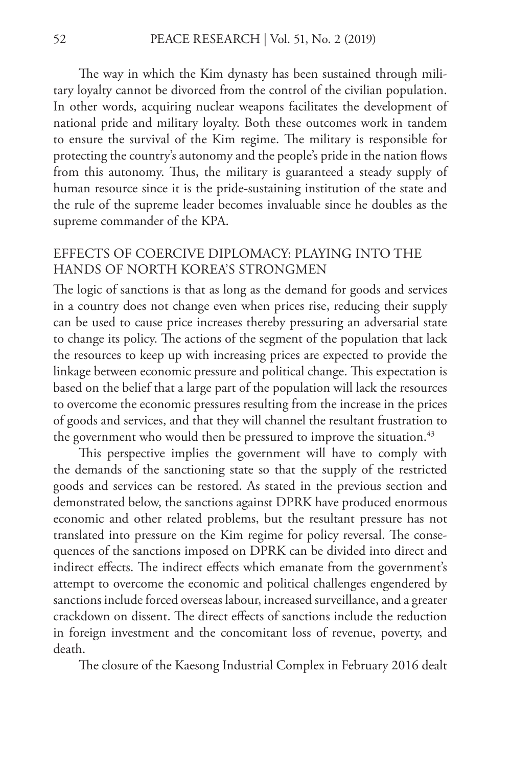The way in which the Kim dynasty has been sustained through military loyalty cannot be divorced from the control of the civilian population. In other words, acquiring nuclear weapons facilitates the development of national pride and military loyalty. Both these outcomes work in tandem to ensure the survival of the Kim regime. The military is responsible for protecting the country's autonomy and the people's pride in the nation flows from this autonomy. Thus, the military is guaranteed a steady supply of human resource since it is the pride-sustaining institution of the state and the rule of the supreme leader becomes invaluable since he doubles as the supreme commander of the KPA.

## EFFECTS OF COERCIVE DIPLOMACY: PLAYING INTO THE HANDS OF NORTH KOREA'S STRONGMEN

The logic of sanctions is that as long as the demand for goods and services in a country does not change even when prices rise, reducing their supply can be used to cause price increases thereby pressuring an adversarial state to change its policy. The actions of the segment of the population that lack the resources to keep up with increasing prices are expected to provide the linkage between economic pressure and political change. This expectation is based on the belief that a large part of the population will lack the resources to overcome the economic pressures resulting from the increase in the prices of goods and services, and that they will channel the resultant frustration to the government who would then be pressured to improve the situation.[43]

This perspective implies the government will have to comply with the demands of the sanctioning state so that the supply of the restricted goods and services can be restored. As stated in the previous section and demonstrated below, the sanctions against DPRK have produced enormous economic and other related problems, but the resultant pressure has not translated into pressure on the Kim regime for policy reversal. The consequences of the sanctions imposed on DPRK can be divided into direct and indirect effects. The indirect effects which emanate from the government's attempt to overcome the economic and political challenges engendered by sanctions include forced overseas labour, increased surveillance, and a greater crackdown on dissent. The direct effects of sanctions include the reduction in foreign investment and the concomitant loss of revenue, poverty, and death.

The closure of the Kaesong Industrial Complex in February 2016 dealt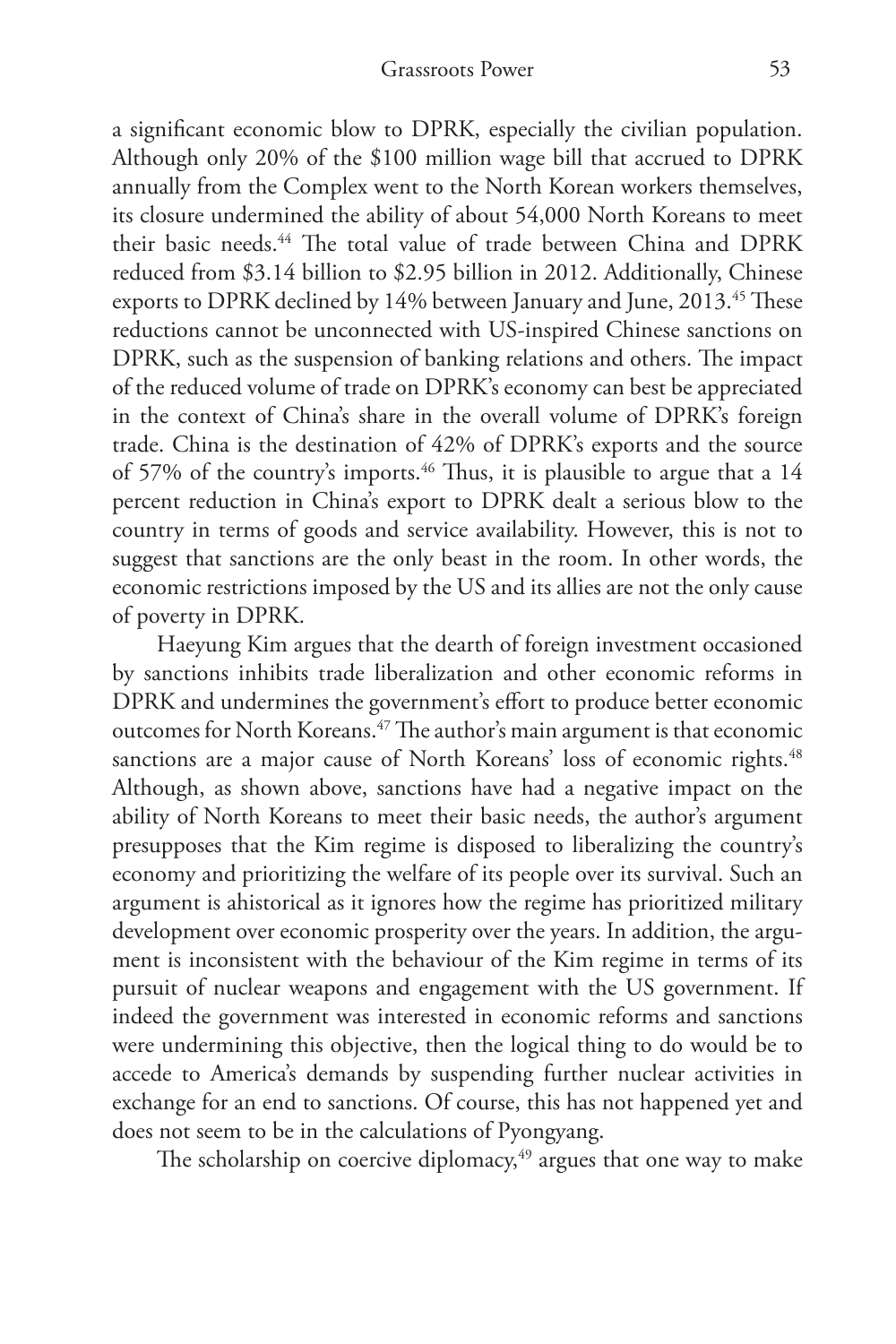a significant economic blow to DPRK, especially the civilian population. Although only 20% of the $100 million wage bill that accrued to DPRK annually from the Complex went to the North Korean workers themselves, its closure undermined the ability of about 54,000 North Koreans to meet their basic needs.[44] The total value of trade between China and DPRK reduced from $3.14 billion to $2.95 billion in 2012. Additionally, Chinese exports to DPRK declined by 14% between January and June, 2013.[45] These reductions cannot be unconnected with US-inspired Chinese sanctions on DPRK, such as the suspension of banking relations and others. The impact of the reduced volume of trade on DPRK's economy can best be appreciated in the context of China's share in the overall volume of DPRK's foreign trade. China is the destination of 42% of DPRK's exports and the source of 57% of the country's imports.[46] Thus, it is plausible to argue that a 14 percent reduction in China's export to DPRK dealt a serious blow to the country in terms of goods and service availability. However, this is not to suggest that sanctions are the only beast in the room. In other words, the economic restrictions imposed by the US and its allies are not the only cause of poverty in DPRK.

Haeyung Kim argues that the dearth of foreign investment occasioned by sanctions inhibits trade liberalization and other economic reforms in DPRK and undermines the government's effort to produce better economic outcomes for North Koreans.[47] The author's main argument is that economic sanctions are a major cause of North Koreans' loss of economic rights.[48] Although, as shown above, sanctions have had a negative impact on the ability of North Koreans to meet their basic needs, the author's argument presupposes that the Kim regime is disposed to liberalizing the country's economy and prioritizing the welfare of its people over its survival. Such an argument is ahistorical as it ignores how the regime has prioritized military development over economic prosperity over the years. In addition, the argument is inconsistent with the behaviour of the Kim regime in terms of its pursuit of nuclear weapons and engagement with the US government. If indeed the government was interested in economic reforms and sanctions were undermining this objective, then the logical thing to do would be to accede to America's demands by suspending further nuclear activities in exchange for an end to sanctions. Of course, this has not happened yet and does not seem to be in the calculations of Pyongyang.

The scholarship on coercive diplomacy,[49] argues that one way to make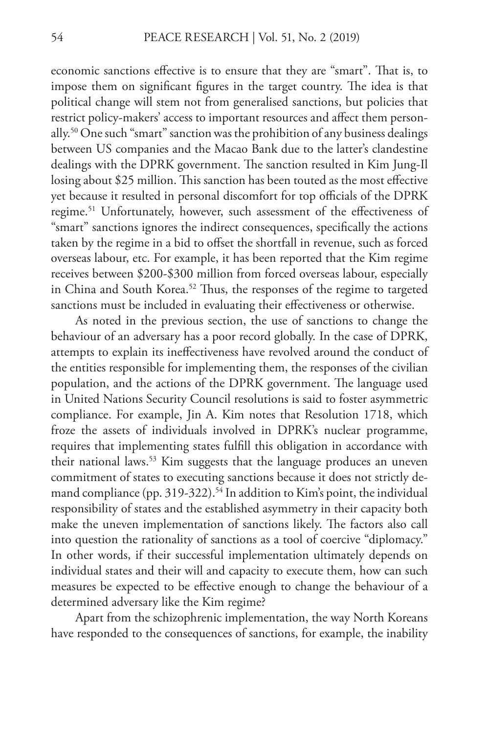economic sanctions effective is to ensure that they are "smart". That is, to impose them on significant figures in the target country. The idea is that political change will stem not from generalised sanctions, but policies that restrict policy-makers' access to important resources and affect them personally.[50] One such "smart" sanction was the prohibition of any business dealings between US companies and the Macao Bank due to the latter's clandestine dealings with the DPRK government. The sanction resulted in Kim Jung-Il losing about $25 million. This sanction has been touted as the most effective yet because it resulted in personal discomfort for top officials of the DPRK regime.[51] Unfortunately, however, such assessment of the effectiveness of "smart" sanctions ignores the indirect consequences, specifically the actions taken by the regime in a bid to offset the shortfall in revenue, such as forced overseas labour, etc. For example, it has been reported that the Kim regime receives between $200-$300 million from forced overseas labour, especially in China and South Korea.[52] Thus, the responses of the regime to targeted sanctions must be included in evaluating their effectiveness or otherwise.

As noted in the previous section, the use of sanctions to change the behaviour of an adversary has a poor record globally. In the case of DPRK, attempts to explain its ineffectiveness have revolved around the conduct of the entities responsible for implementing them, the responses of the civilian population, and the actions of the DPRK government. The language used in United Nations Security Council resolutions is said to foster asymmetric compliance. For example, Jin A. Kim notes that Resolution 1718, which froze the assets of individuals involved in DPRK's nuclear programme, requires that implementing states fulfill this obligation in accordance with their national laws.[53] Kim suggests that the language produces an uneven commitment of states to executing sanctions because it does not strictly demand compliance (pp. 319-322).[54] In addition to Kim's point, the individual responsibility of states and the established asymmetry in their capacity both make the uneven implementation of sanctions likely. The factors also call into question the rationality of sanctions as a tool of coercive "diplomacy." In other words, if their successful implementation ultimately depends on individual states and their will and capacity to execute them, how can such measures be expected to be effective enough to change the behaviour of a determined adversary like the Kim regime?

Apart from the schizophrenic implementation, the way North Koreans have responded to the consequences of sanctions, for example, the inability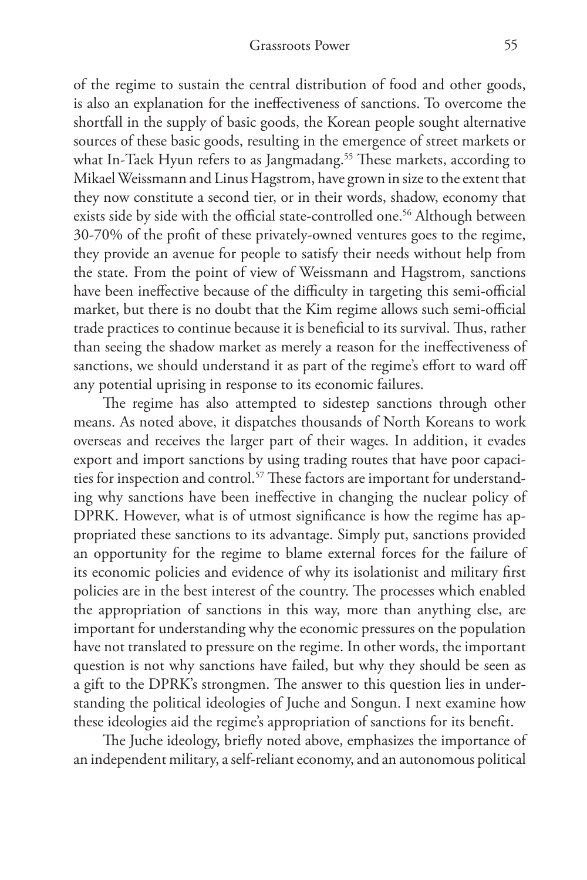of the regime to sustain the central distribution of food and other goods, is also an explanation for the ineffectiveness of sanctions. To overcome the shortfall in the supply of basic goods, the Korean people sought alternative sources of these basic goods, resulting in the emergence of street markets or what In-Taek Hyun refers to as Jangmadang.[55] These markets, according to Mikael Weissmann and Linus Hagstrom, have grown in size to the extent that they now constitute a second tier, or in their words, shadow, economy that exists side by side with the official state-controlled one.[56] Although between 30-70% of the profit of these privately-owned ventures goes to the regime, they provide an avenue for people to satisfy their needs without help from the state. From the point of view of Weissmann and Hagstrom, sanctions have been ineffective because of the difficulty in targeting this semi-official market, but there is no doubt that the Kim regime allows such semi-official trade practices to continue because it is beneficial to its survival. Thus, rather than seeing the shadow market as merely a reason for the ineffectiveness of sanctions, we should understand it as part of the regime's effort to ward off any potential uprising in response to its economic failures.

The regime has also attempted to sidestep sanctions through other means. As noted above, it dispatches thousands of North Koreans to work overseas and receives the larger part of their wages. In addition, it evades export and import sanctions by using trading routes that have poor capacities for inspection and control.[57] These factors are important for understanding why sanctions have been ineffective in changing the nuclear policy of DPRK. However, what is of utmost significance is how the regime has appropriated these sanctions to its advantage. Simply put, sanctions provided an opportunity for the regime to blame external forces for the failure of its economic policies and evidence of why its isolationist and military first policies are in the best interest of the country. The processes which enabled the appropriation of sanctions in this way, more than anything else, are important for understanding why the economic pressures on the population have not translated to pressure on the regime. In other words, the important question is not why sanctions have failed, but why they should be seen as a gift to the DPRK's strongmen. The answer to this question lies in understanding the political ideologies of Juche and Songun. I next examine how these ideologies aided the regime's appropriation of sanctions for its benefit.

The Juche ideology, briefly noted above, emphasizes the importance of an independent military, a self-reliant economy, and an autonomous political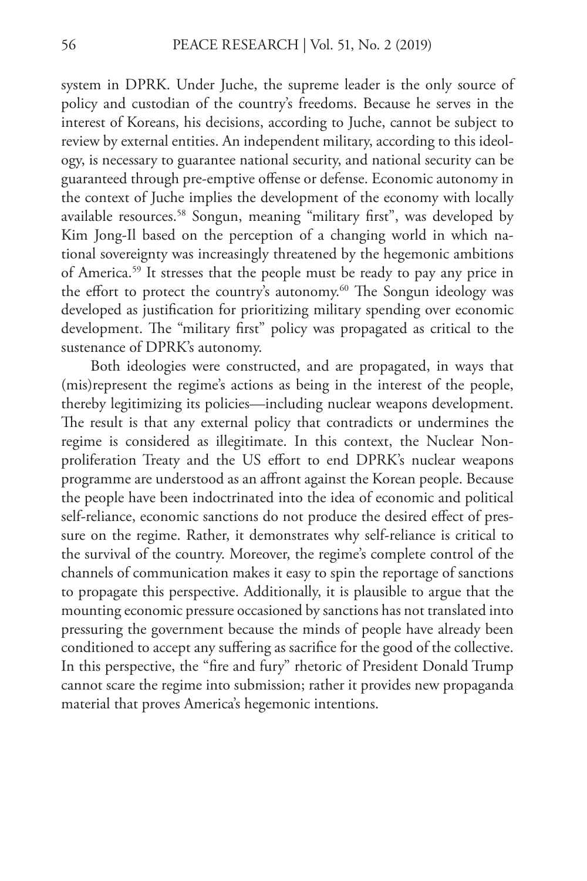system in DPRK. Under Juche, the supreme leader is the only source of policy and custodian of the country's freedoms. Because he serves in the interest of Koreans, his decisions, according to Juche, cannot be subject to review by external entities. An independent military, according to this ideology, is necessary to guarantee national security, and national security can be guaranteed through pre-emptive offense or defense. Economic autonomy in the context of Juche implies the development of the economy with locally available resources.[58] Songun, meaning "military first", was developed by Kim Jong-Il based on the perception of a changing world in which national sovereignty was increasingly threatened by the hegemonic ambitions of America.[59] It stresses that the people must be ready to pay any price in the effort to protect the country's autonomy.[60] The Songun ideology was developed as justification for prioritizing military spending over economic development. The "military first" policy was propagated as critical to the sustenance of DPRK's autonomy.

Both ideologies were constructed, and are propagated, in ways that (mis)represent the regime's actions as being in the interest of the people, thereby legitimizing its policies—including nuclear weapons development. The result is that any external policy that contradicts or undermines the regime is considered as illegitimate. In this context, the Nuclear Nonproliferation Treaty and the US effort to end DPRK's nuclear weapons programme are understood as an affront against the Korean people. Because the people have been indoctrinated into the idea of economic and political self-reliance, economic sanctions do not produce the desired effect of pressure on the regime. Rather, it demonstrates why self-reliance is critical to the survival of the country. Moreover, the regime's complete control of the channels of communication makes it easy to spin the reportage of sanctions to propagate this perspective. Additionally, it is plausible to argue that the mounting economic pressure occasioned by sanctions has not translated into pressuring the government because the minds of people have already been conditioned to accept any suffering as sacrifice for the good of the collective. In this perspective, the "fire and fury" rhetoric of President Donald Trump cannot scare the regime into submission; rather it provides new propaganda material that proves America's hegemonic intentions.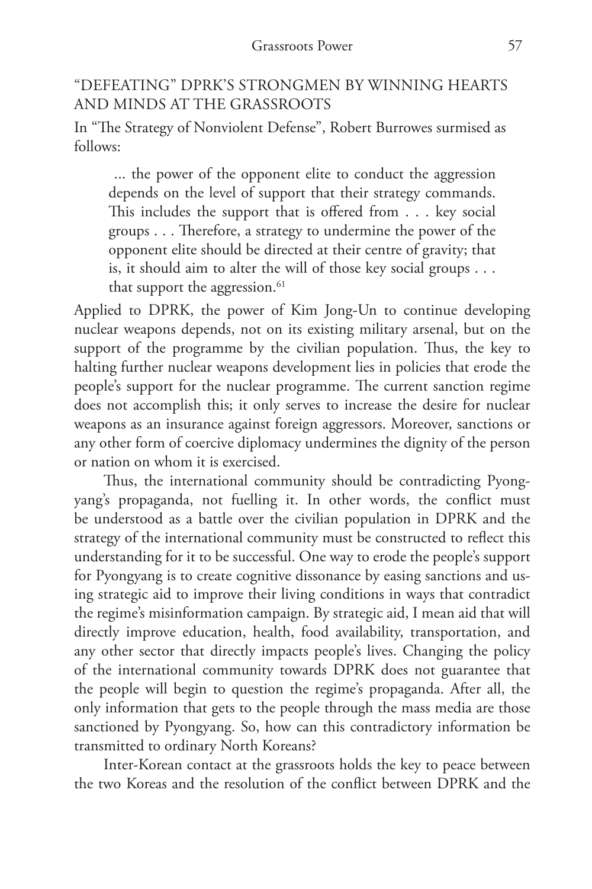## "DEFEATING" DPRK'S STRONGMEN BY WINNING HEARTS AND MINDS AT THE GRASSROOTS

In "The Strategy of Nonviolent Defense", Robert Burrowes surmised as follows:

> ... the power of the opponent elite to conduct the aggression depends on the level of support that their strategy commands. This includes the support that is offered from . . . key social groups . . . Therefore, a strategy to undermine the power of the opponent elite should be directed at their centre of gravity; that is, it should aim to alter the will of those key social groups . . . that support the aggression.[61]

Applied to DPRK, the power of Kim Jong-Un to continue developing nuclear weapons depends, not on its existing military arsenal, but on the support of the programme by the civilian population. Thus, the key to halting further nuclear weapons development lies in policies that erode the people's support for the nuclear programme. The current sanction regime does not accomplish this; it only serves to increase the desire for nuclear weapons as an insurance against foreign aggressors. Moreover, sanctions or any other form of coercive diplomacy undermines the dignity of the person or nation on whom it is exercised.

Thus, the international community should be contradicting Pyongyang's propaganda, not fuelling it. In other words, the conflict must be understood as a battle over the civilian population in DPRK and the strategy of the international community must be constructed to reflect this understanding for it to be successful. One way to erode the people's support for Pyongyang is to create cognitive dissonance by easing sanctions and using strategic aid to improve their living conditions in ways that contradict the regime's misinformation campaign. By strategic aid, I mean aid that will directly improve education, health, food availability, transportation, and any other sector that directly impacts people's lives. Changing the policy of the international community towards DPRK does not guarantee that the people will begin to question the regime's propaganda. After all, the only information that gets to the people through the mass media are those sanctioned by Pyongyang. So, how can this contradictory information be transmitted to ordinary North Koreans?

Inter-Korean contact at the grassroots holds the key to peace between the two Koreas and the resolution of the conflict between DPRK and the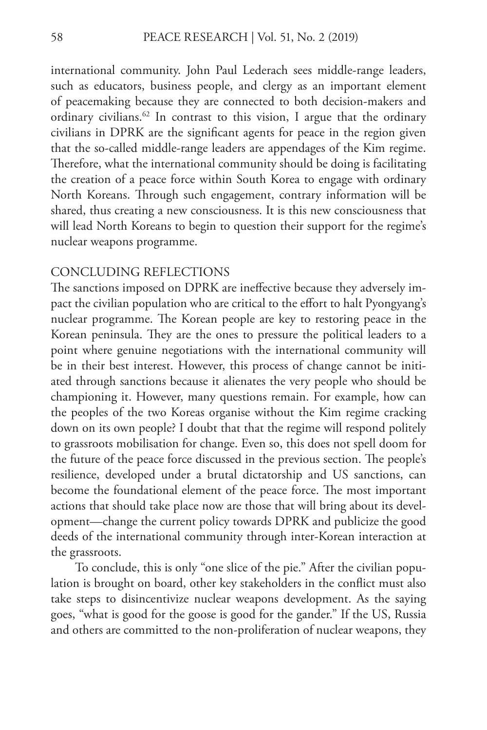international community. John Paul Lederach sees middle-range leaders, such as educators, business people, and clergy as an important element of peacemaking because they are connected to both decision-makers and ordinary civilians.[62] In contrast to this vision, I argue that the ordinary civilians in DPRK are the significant agents for peace in the region given that the so-called middle-range leaders are appendages of the Kim regime. Therefore, what the international community should be doing is facilitating the creation of a peace force within South Korea to engage with ordinary North Koreans. Through such engagement, contrary information will be shared, thus creating a new consciousness. It is this new consciousness that will lead North Koreans to begin to question their support for the regime's nuclear weapons programme.

## CONCLUDING REFLECTIONS

The sanctions imposed on DPRK are ineffective because they adversely impact the civilian population who are critical to the effort to halt Pyongyang's nuclear programme. The Korean people are key to restoring peace in the Korean peninsula. They are the ones to pressure the political leaders to a point where genuine negotiations with the international community will be in their best interest. However, this process of change cannot be initiated through sanctions because it alienates the very people who should be championing it. However, many questions remain. For example, how can the peoples of the two Koreas organise without the Kim regime cracking down on its own people? I doubt that that the regime will respond politely to grassroots mobilisation for change. Even so, this does not spell doom for the future of the peace force discussed in the previous section. The people's resilience, developed under a brutal dictatorship and US sanctions, can become the foundational element of the peace force. The most important actions that should take place now are those that will bring about its development—change the current policy towards DPRK and publicize the good deeds of the international community through inter-Korean interaction at the grassroots.

To conclude, this is only "one slice of the pie." After the civilian population is brought on board, other key stakeholders in the conflict must also take steps to disincentivize nuclear weapons development. As the saying goes, "what is good for the goose is good for the gander." If the US, Russia and others are committed to the non-proliferation of nuclear weapons, they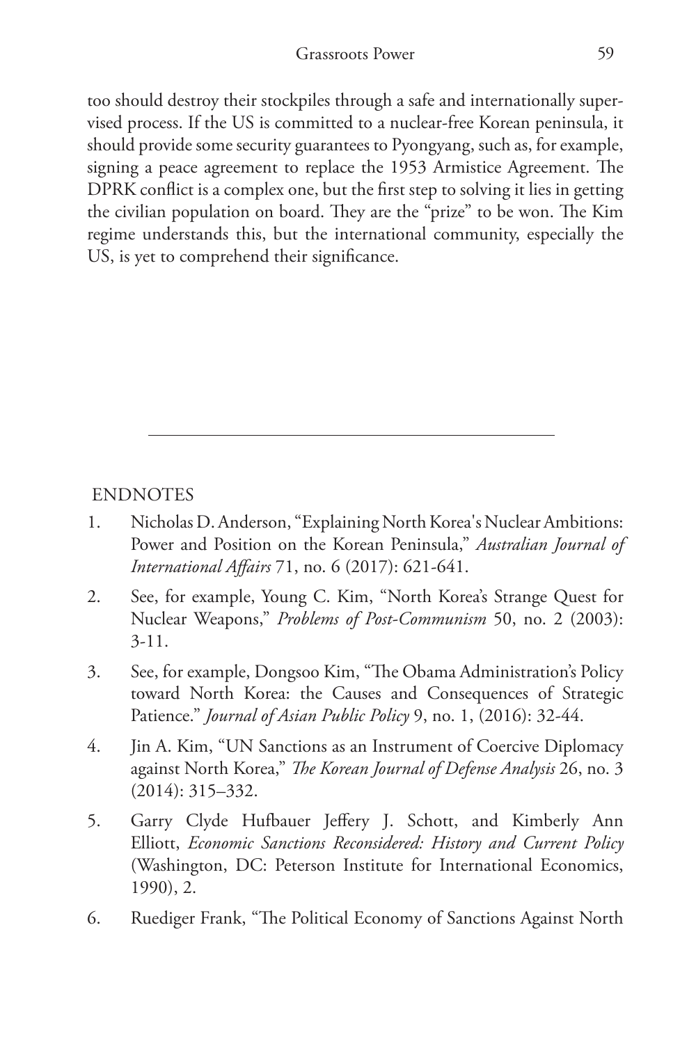too should destroy their stockpiles through a safe and internationally supervised process. If the US is committed to a nuclear-free Korean peninsula, it should provide some security guarantees to Pyongyang, such as, for example, signing a peace agreement to replace the 1953 Armistice Agreement. The DPRK conflict is a complex one, but the first step to solving it lies in getting the civilian population on board. They are the "prize" to be won. The Kim regime understands this, but the international community, especially the US, is yet to comprehend their significance.

---

## ENDNOTES

1. Nicholas D. Anderson, "Explaining North Korea's Nuclear Ambitions: Power and Position on the Korean Peninsula," *Australian Journal of International Affairs* 71, no. 6 (2017): 621-641.
2. See, for example, Young C. Kim, "North Korea's Strange Quest for Nuclear Weapons," *Problems of Post-Communism* 50, no. 2 (2003): 3-11.
3. See, for example, Dongsoo Kim, "The Obama Administration's Policy toward North Korea: the Causes and Consequences of Strategic Patience." *Journal of Asian Public Policy* 9, no. 1, (2016): 32-44.
4. Jin A. Kim, "UN Sanctions as an Instrument of Coercive Diplomacy against North Korea," *The Korean Journal of Defense Analysis* 26, no. 3 (2014): 315–332.
5. Garry Clyde Hufbauer Jeffery J. Schott, and Kimberly Ann Elliott, *Economic Sanctions Reconsidered: History and Current Policy* (Washington, DC: Peterson Institute for International Economics, 1990), 2.
6. Ruediger Frank, "The Political Economy of Sanctions Against North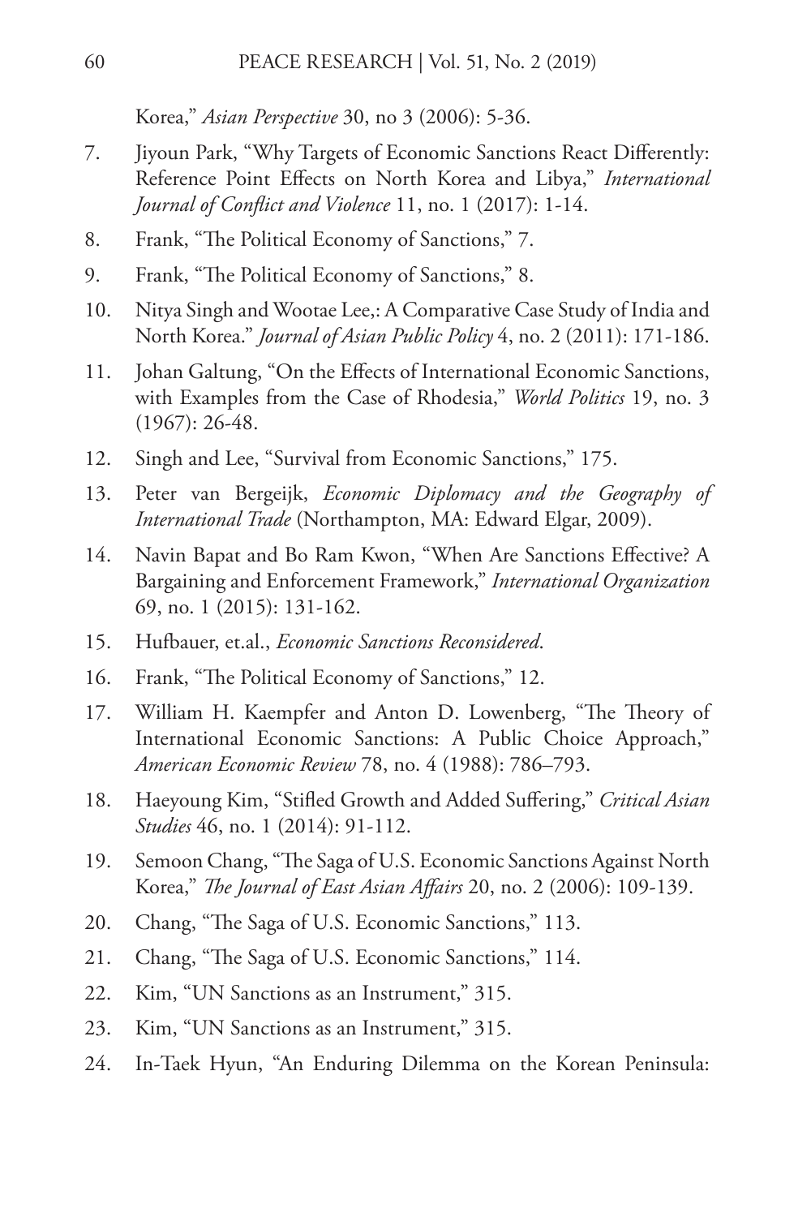Korea," *Asian Perspective* 30, no 3 (2006): 5-36.

7. Jiyoun Park, "Why Targets of Economic Sanctions React Differently: Reference Point Effects on North Korea and Libya," *International Journal of Conflict and Violence* 11, no. 1 (2017): 1-14.
8. Frank, "The Political Economy of Sanctions," 7.
9. Frank, "The Political Economy of Sanctions," 8.
10. Nitya Singh and Wootae Lee,: A Comparative Case Study of India and North Korea." *Journal of Asian Public Policy* 4, no. 2 (2011): 171-186.
11. Johan Galtung, "On the Effects of International Economic Sanctions, with Examples from the Case of Rhodesia," *World Politics* 19, no. 3 (1967): 26-48.
12. Singh and Lee, "Survival from Economic Sanctions," 175.
13. Peter van Bergeijk, *Economic Diplomacy and the Geography of International Trade* (Northampton, MA: Edward Elgar, 2009).
14. Navin Bapat and Bo Ram Kwon, "When Are Sanctions Effective? A Bargaining and Enforcement Framework," *International Organization* 69, no. 1 (2015): 131-162.
15. Hufbauer, et.al., *Economic Sanctions Reconsidered*.
16. Frank, "The Political Economy of Sanctions," 12.
17. William H. Kaempfer and Anton D. Lowenberg, "The Theory of International Economic Sanctions: A Public Choice Approach," *American Economic Review* 78, no. 4 (1988): 786–793.
18. Haeyoung Kim, "Stifled Growth and Added Suffering," *Critical Asian Studies* 46, no. 1 (2014): 91-112.
19. Semoon Chang, "The Saga of U.S. Economic Sanctions Against North Korea," *The Journal of East Asian Affairs* 20, no. 2 (2006): 109-139.
20. Chang, "The Saga of U.S. Economic Sanctions," 113.
21. Chang, "The Saga of U.S. Economic Sanctions," 114.
22. Kim, "UN Sanctions as an Instrument," 315.
23. Kim, "UN Sanctions as an Instrument," 315.
24. In-Taek Hyun, "An Enduring Dilemma on the Korean Peninsula: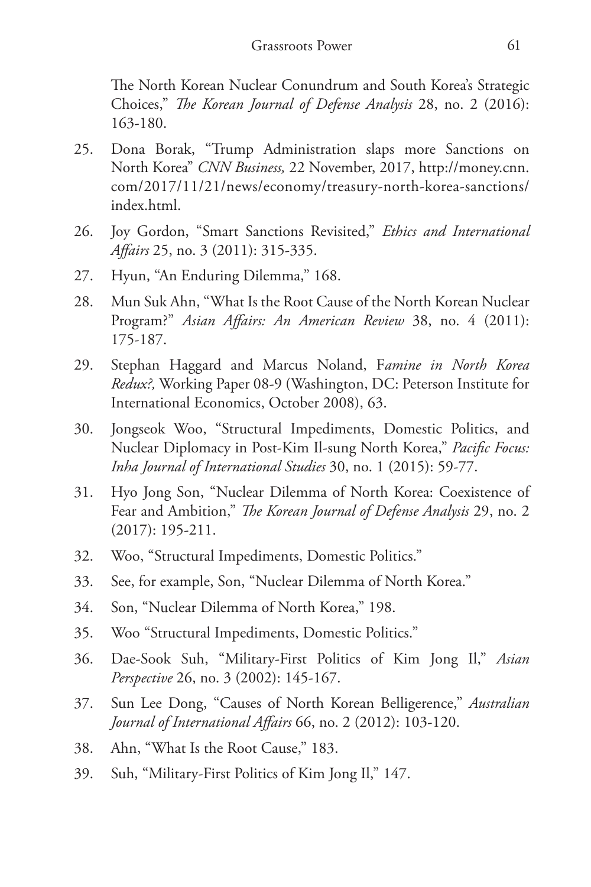The North Korean Nuclear Conundrum and South Korea's Strategic Choices," *The Korean Journal of Defense Analysis* 28, no. 2 (2016): 163-180.

25. Dona Borak, "Trump Administration slaps more Sanctions on North Korea" *CNN Business,* 22 November, 2017, http://money.cnn.com/2017/11/21/news/economy/treasury-north-korea-sanctions/index.html.
26. Joy Gordon, "Smart Sanctions Revisited," *Ethics and International Affairs* 25, no. 3 (2011): 315-335.
27. Hyun, "An Enduring Dilemma," 168.
28. Mun Suk Ahn, "What Is the Root Cause of the North Korean Nuclear Program?" *Asian Affairs: An American Review* 38, no. 4 (2011): 175-187.
29. Stephan Haggard and Marcus Noland, F*amine in North Korea Redux?,* Working Paper 08-9 (Washington, DC: Peterson Institute for International Economics, October 2008), 63.
30. Jongseok Woo, "Structural Impediments, Domestic Politics, and Nuclear Diplomacy in Post-Kim Il-sung North Korea," *Pacific Focus: Inha Journal of International Studies* 30, no. 1 (2015): 59-77.
31. Hyo Jong Son, "Nuclear Dilemma of North Korea: Coexistence of Fear and Ambition," *The Korean Journal of Defense Analysis* 29, no. 2 (2017): 195-211.
32. Woo, "Structural Impediments, Domestic Politics."
33. See, for example, Son, "Nuclear Dilemma of North Korea."
34. Son, "Nuclear Dilemma of North Korea," 198.
35. Woo "Structural Impediments, Domestic Politics."
36. Dae-Sook Suh, "Military-First Politics of Kim Jong Il," *Asian Perspective* 26, no. 3 (2002): 145-167.
37. Sun Lee Dong, "Causes of North Korean Belligerence," *Australian Journal of International Affairs* 66, no. 2 (2012): 103-120.
38. Ahn, "What Is the Root Cause," 183.
39. Suh, "Military-First Politics of Kim Jong Il," 147.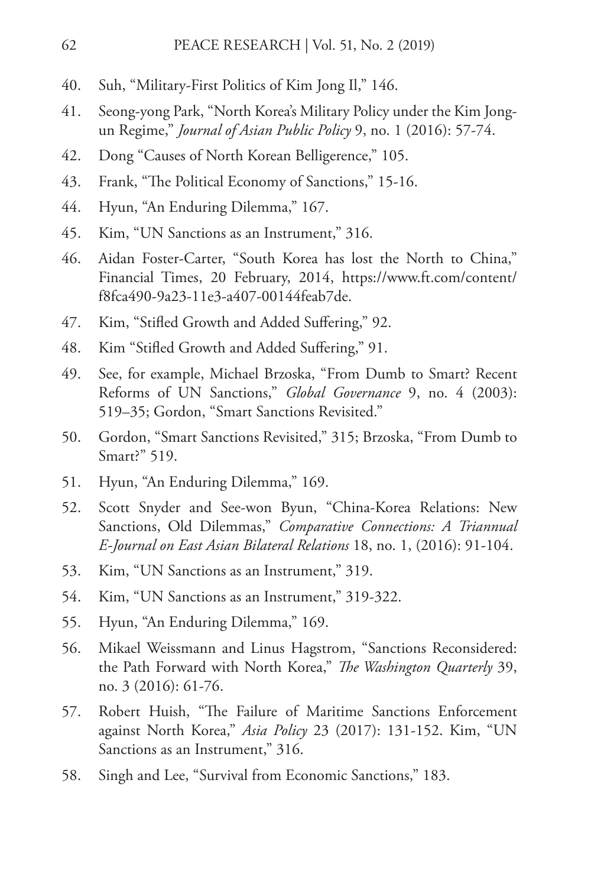40. Suh, "Military-First Politics of Kim Jong Il," 146.
41. Seong-yong Park, "North Korea's Military Policy under the Kim Jong-un Regime," *Journal of Asian Public Policy* 9, no. 1 (2016): 57-74.
42. Dong "Causes of North Korean Belligerence," 105.
43. Frank, "The Political Economy of Sanctions," 15-16.
44. Hyun, "An Enduring Dilemma," 167.
45. Kim, "UN Sanctions as an Instrument," 316.
46. Aidan Foster-Carter, "South Korea has lost the North to China," Financial Times, 20 February, 2014, https://www.ft.com/content/f8fca490-9a23-11e3-a407-00144feab7de.
47. Kim, "Stifled Growth and Added Suffering," 92.
48. Kim "Stifled Growth and Added Suffering," 91.
49. See, for example, Michael Brzoska, "From Dumb to Smart? Recent Reforms of UN Sanctions," *Global Governance* 9, no. 4 (2003): 519–35; Gordon, "Smart Sanctions Revisited."
50. Gordon, "Smart Sanctions Revisited," 315; Brzoska, "From Dumb to Smart?" 519.
51. Hyun, "An Enduring Dilemma," 169.
52. Scott Snyder and See-won Byun, "China-Korea Relations: New Sanctions, Old Dilemmas," *Comparative Connections: A Triannual E-Journal on East Asian Bilateral Relations* 18, no. 1, (2016): 91-104.
53. Kim, "UN Sanctions as an Instrument," 319.
54. Kim, "UN Sanctions as an Instrument," 319-322.
55. Hyun, "An Enduring Dilemma," 169.
56. Mikael Weissmann and Linus Hagstrom, "Sanctions Reconsidered: the Path Forward with North Korea," *The Washington Quarterly* 39, no. 3 (2016): 61-76.
57. Robert Huish, "The Failure of Maritime Sanctions Enforcement against North Korea," *Asia Policy* 23 (2017): 131-152. Kim, "UN Sanctions as an Instrument," 316.
58. Singh and Lee, "Survival from Economic Sanctions," 183.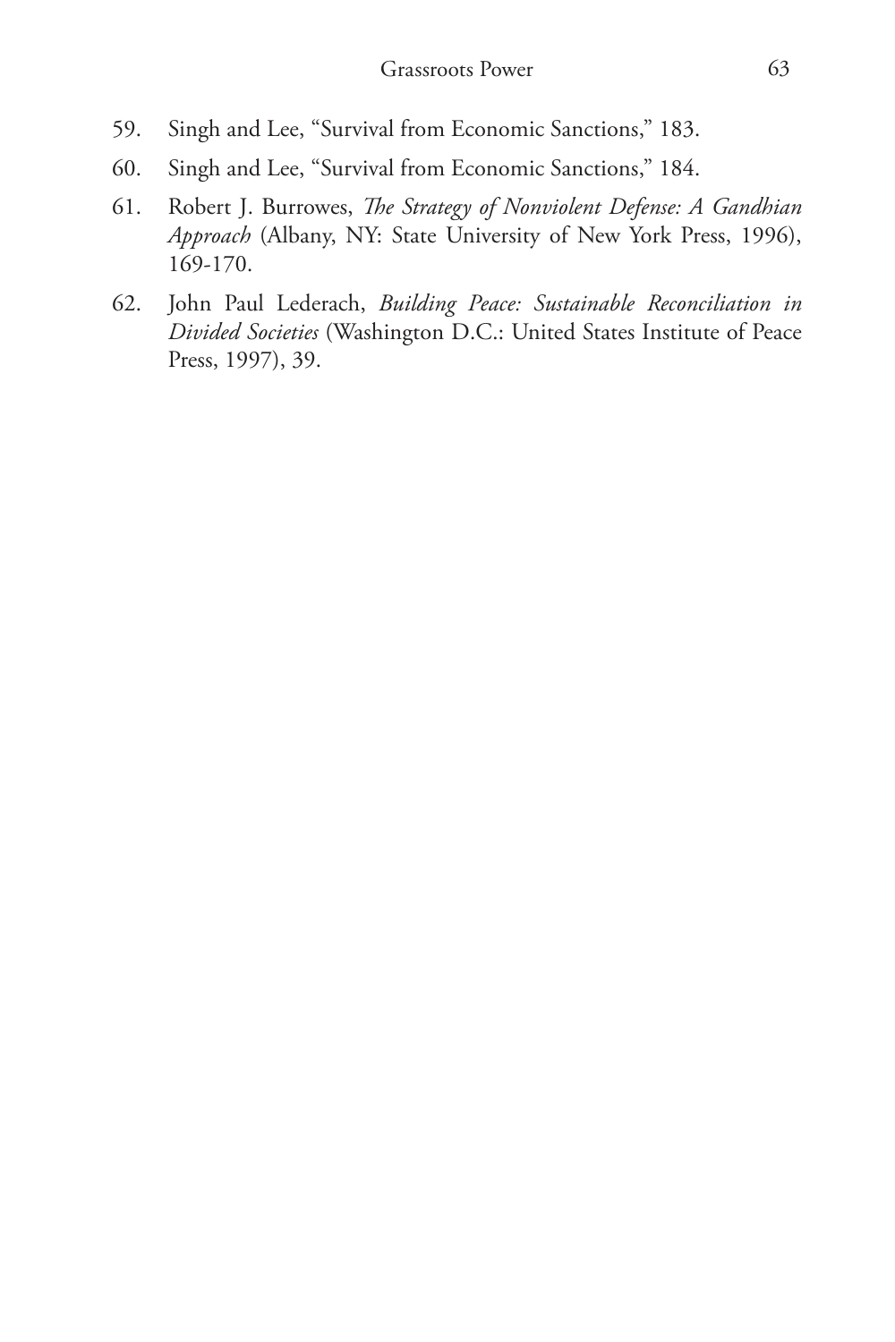59. Singh and Lee, "Survival from Economic Sanctions," 183.
60. Singh and Lee, "Survival from Economic Sanctions," 184.
61. Robert J. Burrowes, *The Strategy of Nonviolent Defense: A Gandhian Approach* (Albany, NY: State University of New York Press, 1996), 169-170.
62. John Paul Lederach, *Building Peace: Sustainable Reconciliation in Divided Societies* (Washington D.C.: United States Institute of Peace Press, 1997), 39.